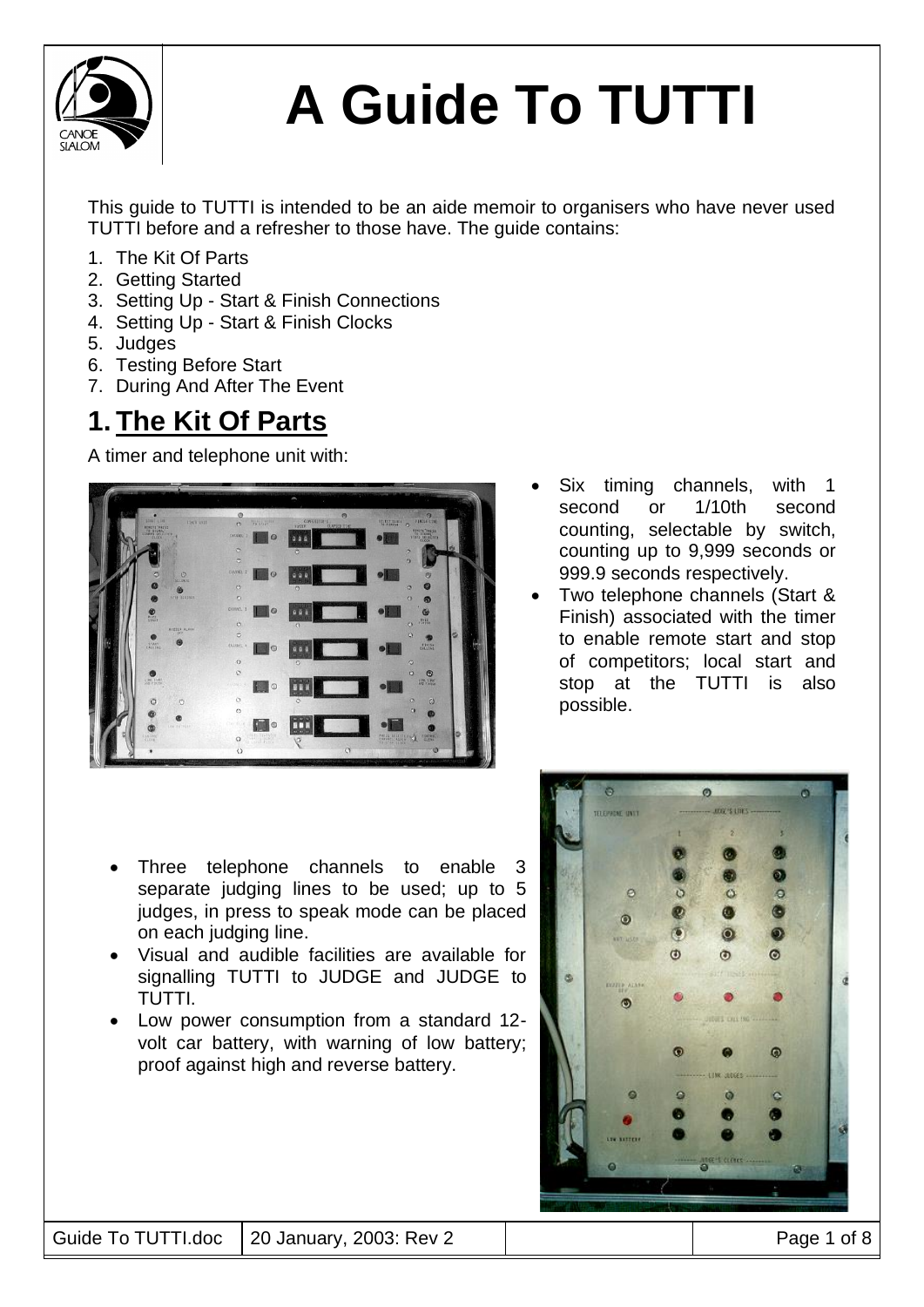# A Guide To TUTTI

This guide to TUTTI is intended to be an aide memoir to organisers who have never used TUTTI before and a refresher to those have. The guide contains:

1. The Kit Of Parts
2. Getting Started
3. Setting Up - Start & Finish Connections
4. Setting Up - Start & Finish Clocks
5. Judges
6. Testing Before Start
7. During And After The Event

## 1. The Kit Of Parts

A timer and telephone unit with:

- Six timing channels, with 1 second or 1/10th second counting, selectable by switch, counting up to 9,999 seconds or 999.9 seconds respectively.
- Two telephone channels (Start & Finish) associated with the timer to enable remote start and stop of competitors; local start and stop at the TUTTI is also possible.
- Three telephone channels to enable 3 separate judging lines to be used; up to 5 judges, in press to speak mode can be placed on each judging line.
- Visual and audible facilities are available for signalling TUTTI to JUDGE and JUDGE to TUTTI.
- Low power consumption from a standard 12-volt car battery, with warning of low battery; proof against high and reverse battery.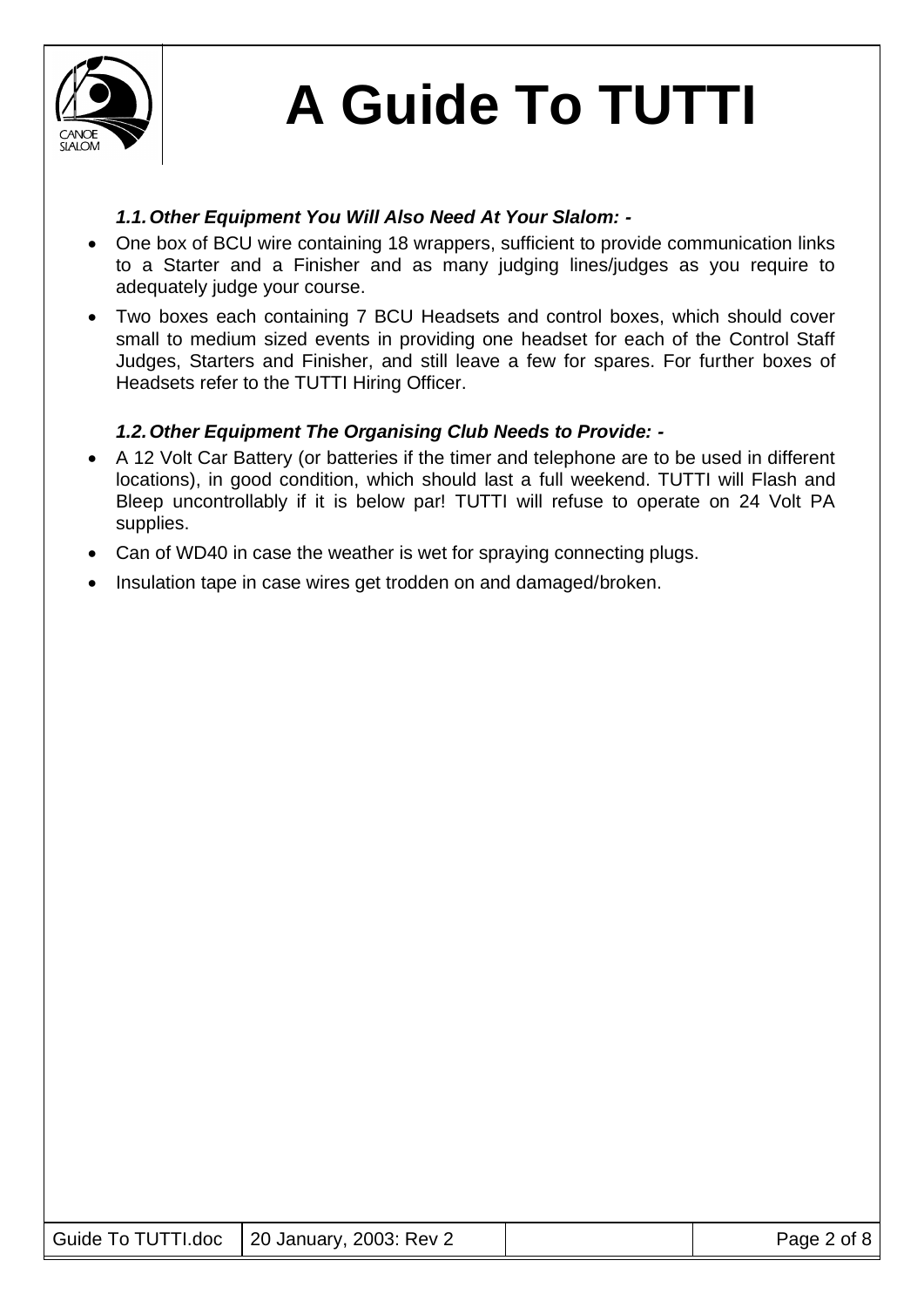# A Guide To TUTTI

### *1.1. Other Equipment You Will Also Need At Your Slalom: -*

- One box of BCU wire containing 18 wrappers, sufficient to provide communication links to a Starter and a Finisher and as many judging lines/judges as you require to adequately judge your course.
- Two boxes each containing 7 BCU Headsets and control boxes, which should cover small to medium sized events in providing one headset for each of the Control Staff Judges, Starters and Finisher, and still leave a few for spares. For further boxes of Headsets refer to the TUTTI Hiring Officer.

### *1.2. Other Equipment The Organising Club Needs to Provide: -*

- A 12 Volt Car Battery (or batteries if the timer and telephone are to be used in different locations), in good condition, which should last a full weekend. TUTTI will Flash and Bleep uncontrollably if it is below par! TUTTI will refuse to operate on 24 Volt PA supplies.
- Can of WD40 in case the weather is wet for spraying connecting plugs.
- Insulation tape in case wires get trodden on and damaged/broken.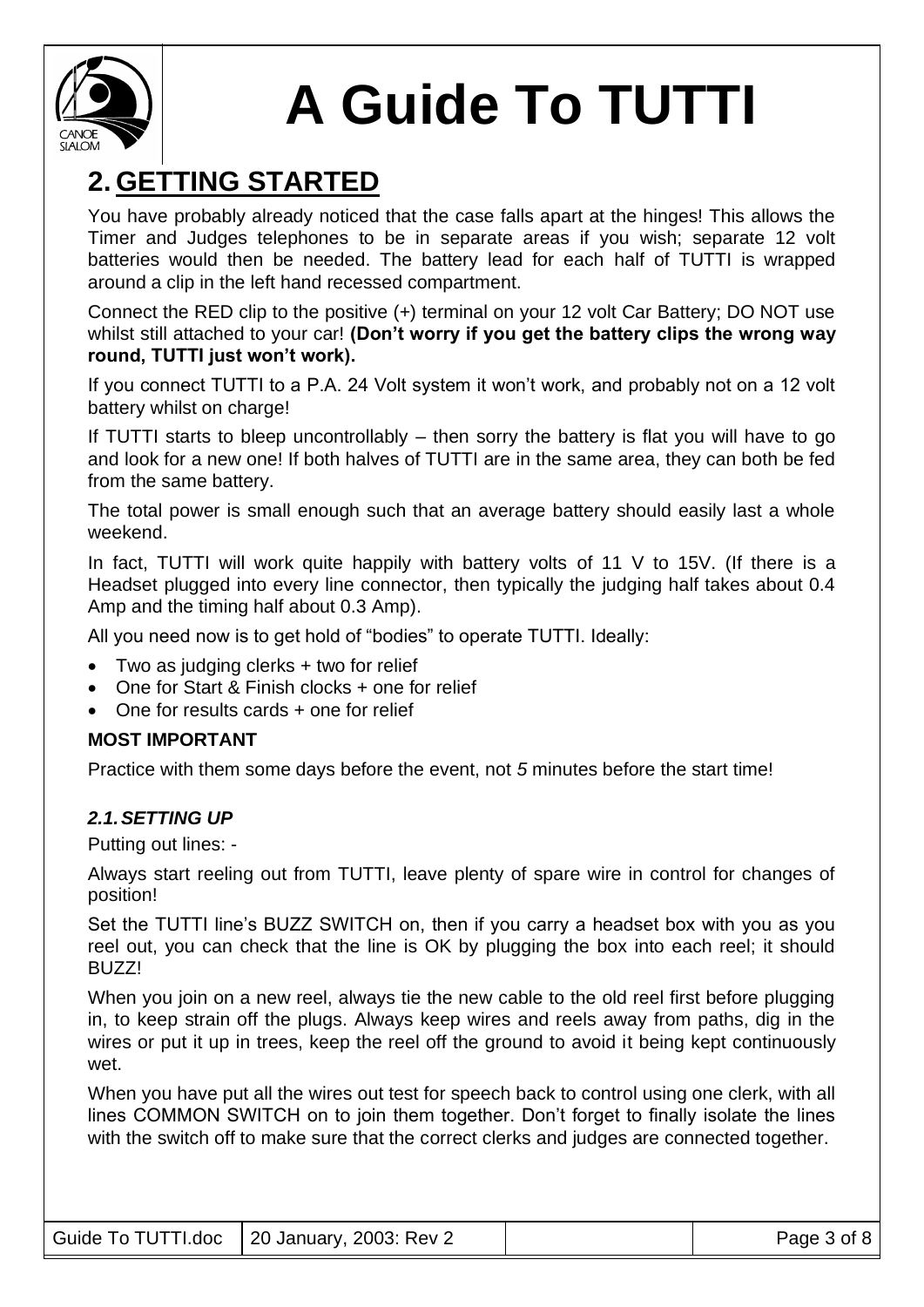# A Guide To TUTTI

## 2. GETTING STARTED

You have probably already noticed that the case falls apart at the hinges! This allows the Timer and Judges telephones to be in separate areas if you wish; separate 12 volt batteries would then be needed. The battery lead for each half of TUTTI is wrapped around a clip in the left hand recessed compartment.

Connect the RED clip to the positive (+) terminal on your 12 volt Car Battery; DO NOT use whilst still attached to your car! **(Don't worry if you get the battery clips the wrong way round, TUTTI just won't work).**

If you connect TUTTI to a P.A. 24 Volt system it won't work, and probably not on a 12 volt battery whilst on charge!

If TUTTI starts to bleep uncontrollably – then sorry the battery is flat you will have to go and look for a new one! If both halves of TUTTI are in the same area, they can both be fed from the same battery.

The total power is small enough such that an average battery should easily last a whole weekend.

In fact, TUTTI will work quite happily with battery volts of 11 V to 15V. (If there is a Headset plugged into every line connector, then typically the judging half takes about 0.4 Amp and the timing half about 0.3 Amp).

All you need now is to get hold of "bodies" to operate TUTTI. Ideally:

- Two as judging clerks + two for relief
- One for Start & Finish clocks + one for relief
- One for results cards + one for relief

**MOST IMPORTANT**

Practice with them some days before the event, not *5* minutes before the start time!

### *2.1. SETTING UP*

Putting out lines: -

Always start reeling out from TUTTI, leave plenty of spare wire in control for changes of position!

Set the TUTTI line's BUZZ SWITCH on, then if you carry a headset box with you as you reel out, you can check that the line is OK by plugging the box into each reel; it should BUZZ!

When you join on a new reel, always tie the new cable to the old reel first before plugging in, to keep strain off the plugs. Always keep wires and reels away from paths, dig in the wires or put it up in trees, keep the reel off the ground to avoid it being kept continuously wet.

When you have put all the wires out test for speech back to control using one clerk, with all lines COMMON SWITCH on to join them together. Don't forget to finally isolate the lines with the switch off to make sure that the correct clerks and judges are connected together.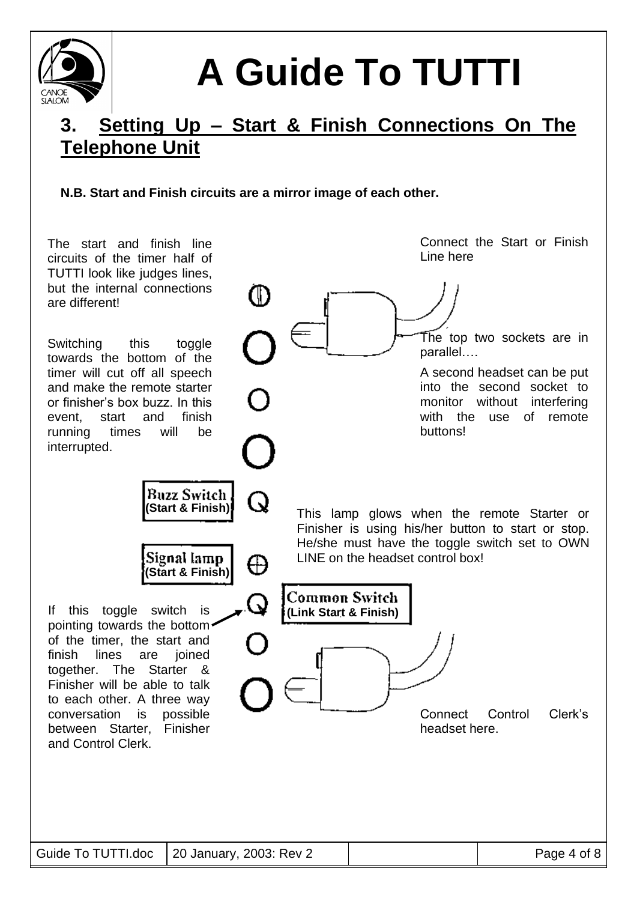# A Guide To TUTTI

## 3. Setting Up – Start & Finish Connections On The Telephone Unit

**N.B. Start and Finish circuits are a mirror image of each other.**

The start and finish line circuits of the timer half of TUTTI look like judges lines, but the internal connections are different!

Connect the Start or Finish Line here

The top two sockets are in parallel….

A second headset can be put into the second socket to monitor without interfering with the use of remote buttons!

Switching this toggle towards the bottom of the timer will cut off all speech and make the remote starter or finisher's box buzz. In this event, start and finish running times will be interrupted.

**Buzz Switch (Start & Finish)**

**Signal lamp (Start & Finish)**

This lamp glows when the remote Starter or Finisher is using his/her button to start or stop. He/she must have the toggle switch set to OWN LINE on the headset control box!

**Common Switch (Link Start & Finish)**

If this toggle switch is pointing towards the bottom of the timer, the start and finish lines are joined together. The Starter & Finisher will be able to talk to each other. A three way conversation is possible between Starter, Finisher and Control Clerk.

Connect Control Clerk's headset here.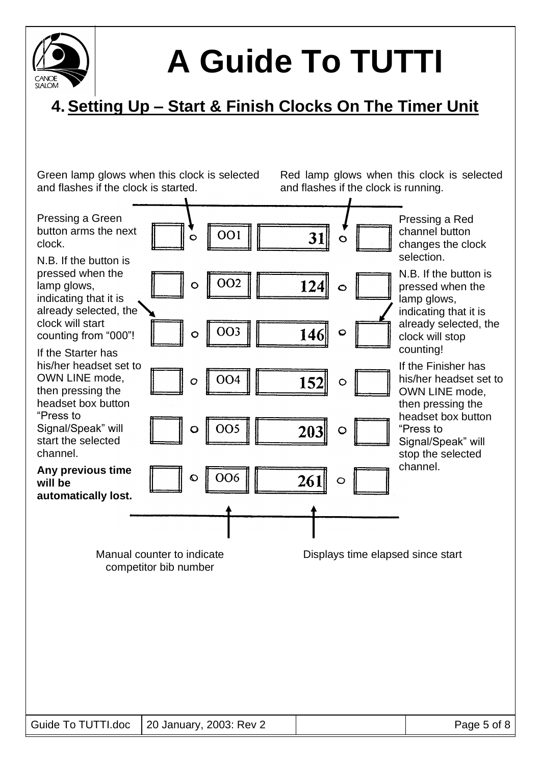# A Guide To TUTTI

## 4. Setting Up – Start & Finish Clocks On The Timer Unit

Green lamp glows when this clock is selected and flashes if the clock is started.

Red lamp glows when this clock is selected and flashes if the clock is running.

Pressing a Green button arms the next clock.

N.B. If the button is pressed when the lamp glows, indicating that it is already selected, the clock will start counting from "000"!

If the Starter has his/her headset set to OWN LINE mode, then pressing the headset box button "Press to Signal/Speak" will start the selected channel.

**Any previous time will be automatically lost.**

Pressing a Red channel button changes the clock selection.

N.B. If the button is pressed when the lamp glows, indicating that it is already selected, the clock will stop counting!

If the Finisher has his/her headset set to OWN LINE mode, then pressing the headset box button "Press to Signal/Speak" will stop the selected channel.

| Bib | Time |
|---|---|
| 001 | 31 |
| 002 | 124 |
| 003 | 146 |
| 004 | 152 |
| 005 | 203 |
| 006 | 261 |

Manual counter to indicate competitor bib number

Displays time elapsed since start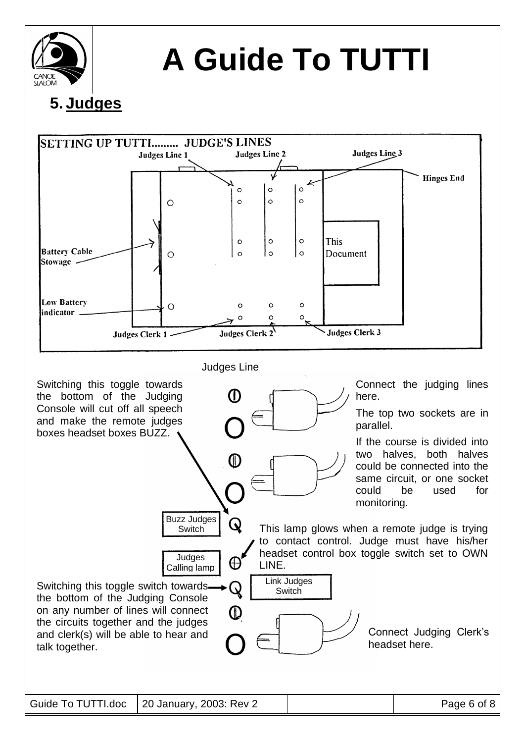# A Guide To TUTTI

## 5. Judges

SETTING UP TUTTI......... JUDGE'S LINES

Judges Line 1, Judges Line 2, Judges Line 3, Hinges End, Battery Cable Stowage, This Document, Low Battery indicator, Judges Clerk 1, Judges Clerk 2, Judges Clerk 3

Judges Line

Switching this toggle towards the bottom of the Judging Console will cut off all speech and make the remote judges boxes headset boxes BUZZ.

Connect the judging lines here.

The top two sockets are in parallel.

If the course is divided into two halves, both halves could be connected into the same circuit, or one socket could be used for monitoring.

Buzz Judges Switch

This lamp glows when a remote judge is trying to contact control. Judge must have his/her headset control box toggle switch set to OWN LINE.

Judges Calling lamp

Link Judges Switch

Switching this toggle switch towards the bottom of the Judging Console on any number of lines will connect the circuits together and the judges and clerk(s) will be able to hear and talk together.

Connect Judging Clerk's headset here.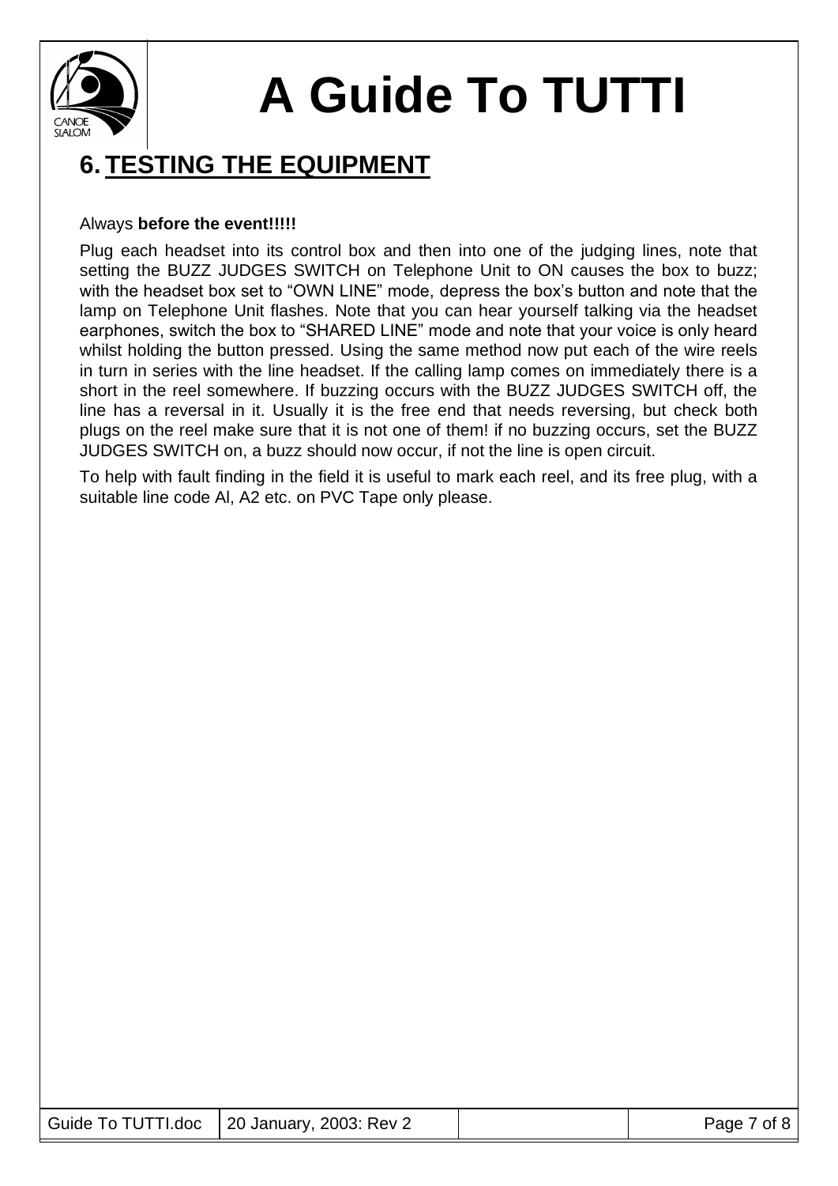# A Guide To TUTTI

## 6. TESTING THE EQUIPMENT

Always **before the event!!!!!**

Plug each headset into its control box and then into one of the judging lines, note that setting the BUZZ JUDGES SWITCH on Telephone Unit to ON causes the box to buzz; with the headset box set to "OWN LINE" mode, depress the box's button and note that the lamp on Telephone Unit flashes. Note that you can hear yourself talking via the headset earphones, switch the box to "SHARED LINE" mode and note that your voice is only heard whilst holding the button pressed. Using the same method now put each of the wire reels in turn in series with the line headset. If the calling lamp comes on immediately there is a short in the reel somewhere. If buzzing occurs with the BUZZ JUDGES SWITCH off, the line has a reversal in it. Usually it is the free end that needs reversing, but check both plugs on the reel make sure that it is not one of them! if no buzzing occurs, set the BUZZ JUDGES SWITCH on, a buzz should now occur, if not the line is open circuit.

To help with fault finding in the field it is useful to mark each reel, and its free plug, with a suitable line code Al, A2 etc. on PVC Tape only please.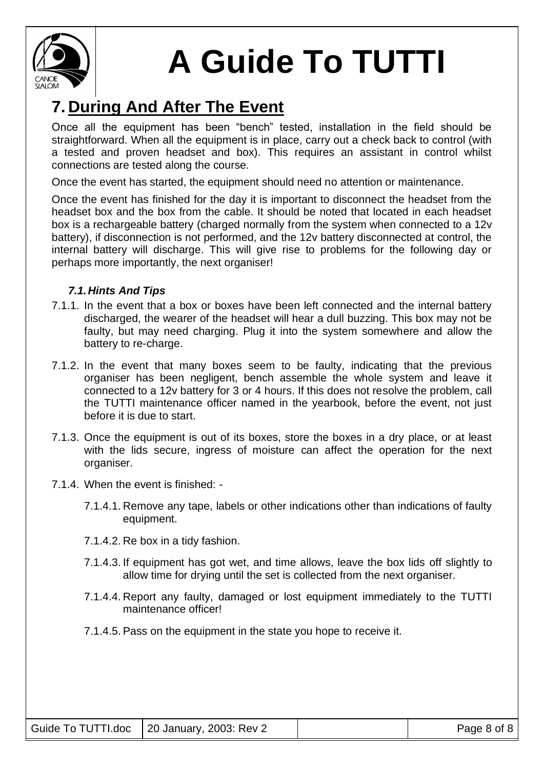# A Guide To TUTTI

## 7. During And After The Event

Once all the equipment has been "bench" tested, installation in the field should be straightforward. When all the equipment is in place, carry out a check back to control (with a tested and proven headset and box). This requires an assistant in control whilst connections are tested along the course.

Once the event has started, the equipment should need no attention or maintenance.

Once the event has finished for the day it is important to disconnect the headset from the headset box and the box from the cable. It should be noted that located in each headset box is a rechargeable battery (charged normally from the system when connected to a 12v battery), if disconnection is not performed, and the 12v battery disconnected at control, the internal battery will discharge. This will give rise to problems for the following day or perhaps more importantly, the next organiser!

### *7.1. Hints And Tips*

7.1.1. In the event that a box or boxes have been left connected and the internal battery discharged, the wearer of the headset will hear a dull buzzing. This box may not be faulty, but may need charging. Plug it into the system somewhere and allow the battery to re-charge.

7.1.2. In the event that many boxes seem to be faulty, indicating that the previous organiser has been negligent, bench assemble the whole system and leave it connected to a 12v battery for 3 or 4 hours. If this does not resolve the problem, call the TUTTI maintenance officer named in the yearbook, before the event, not just before it is due to start.

7.1.3. Once the equipment is out of its boxes, store the boxes in a dry place, or at least with the lids secure, ingress of moisture can affect the operation for the next organiser.

7.1.4. When the event is finished: -

- 7.1.4.1. Remove any tape, labels or other indications other than indications of faulty equipment.
- 7.1.4.2. Re box in a tidy fashion.
- 7.1.4.3. If equipment has got wet, and time allows, leave the box lids off slightly to allow time for drying until the set is collected from the next organiser.
- 7.1.4.4. Report any faulty, damaged or lost equipment immediately to the TUTTI maintenance officer!
- 7.1.4.5. Pass on the equipment in the state you hope to receive it.